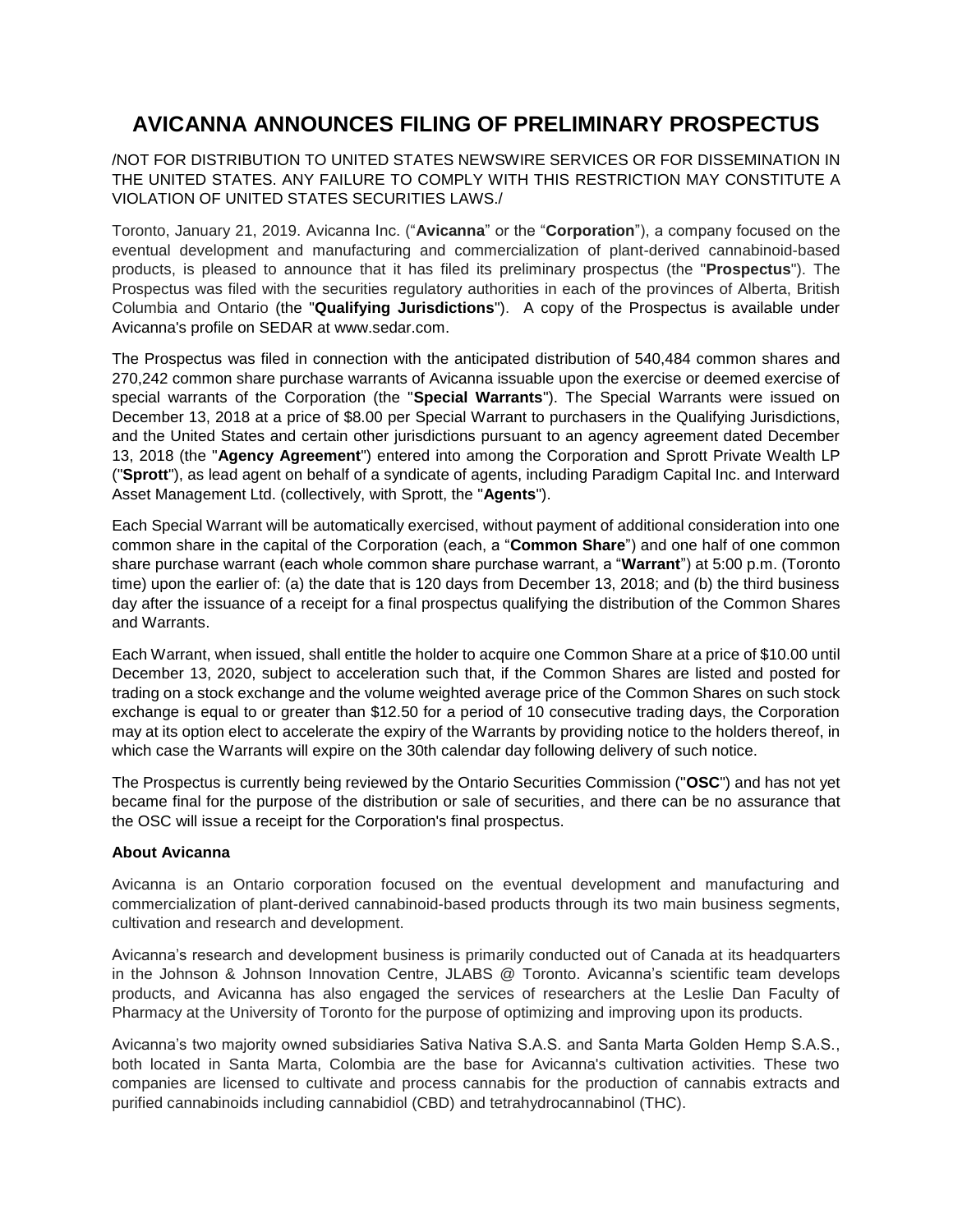# AVICANNA ANNOUNCES FILING OF PRELIMINARY PROSPECTUS

/NOT FOR DISTRIBUTION TO UNITED STATES NEWSWIRE SERVICES OR FOR DISSEMINATION IN THE UNITED STATES. ANY FAILURE TO COMPLY WITH THIS RESTRICTION MAY CONSTITUTE A VIOLATION OF UNITED STATES SECURITIES LAWS./

Toronto, January 21, 2019. Avicanna Inc. ("**Avicanna**" or the "**Corporation**"), a company focused on the eventual development and manufacturing and commercialization of plant-derived cannabinoid-based products, is pleased to announce that it has filed its preliminary prospectus (the "**Prospectus**"). The Prospectus was filed with the securities regulatory authorities in each of the provinces of Alberta, British Columbia and Ontario (the "**Qualifying Jurisdictions**"). A copy of the Prospectus is available under Avicanna's profile on SEDAR at www.sedar.com.

The Prospectus was filed in connection with the anticipated distribution of 540,484 common shares and 270,242 common share purchase warrants of Avicanna issuable upon the exercise or deemed exercise of special warrants of the Corporation (the "**Special Warrants**"). The Special Warrants were issued on December 13, 2018 at a price of $8.00 per Special Warrant to purchasers in the Qualifying Jurisdictions, and the United States and certain other jurisdictions pursuant to an agency agreement dated December 13, 2018 (the "**Agency Agreement**") entered into among the Corporation and Sprott Private Wealth LP ("**Sprott**"), as lead agent on behalf of a syndicate of agents, including Paradigm Capital Inc. and Interward Asset Management Ltd. (collectively, with Sprott, the "**Agents**").

Each Special Warrant will be automatically exercised, without payment of additional consideration into one common share in the capital of the Corporation (each, a "**Common Share**") and one half of one common share purchase warrant (each whole common share purchase warrant, a "**Warrant**") at 5:00 p.m. (Toronto time) upon the earlier of: (a) the date that is 120 days from December 13, 2018; and (b) the third business day after the issuance of a receipt for a final prospectus qualifying the distribution of the Common Shares and Warrants.

Each Warrant, when issued, shall entitle the holder to acquire one Common Share at a price of $10.00 until December 13, 2020, subject to acceleration such that, if the Common Shares are listed and posted for trading on a stock exchange and the volume weighted average price of the Common Shares on such stock exchange is equal to or greater than $12.50 for a period of 10 consecutive trading days, the Corporation may at its option elect to accelerate the expiry of the Warrants by providing notice to the holders thereof, in which case the Warrants will expire on the 30th calendar day following delivery of such notice.

The Prospectus is currently being reviewed by the Ontario Securities Commission ("**OSC**") and has not yet became final for the purpose of the distribution or sale of securities, and there can be no assurance that the OSC will issue a receipt for the Corporation's final prospectus.

**About Avicanna**

Avicanna is an Ontario corporation focused on the eventual development and manufacturing and commercialization of plant-derived cannabinoid-based products through its two main business segments, cultivation and research and development.

Avicanna's research and development business is primarily conducted out of Canada at its headquarters in the Johnson & Johnson Innovation Centre, JLABS @ Toronto. Avicanna's scientific team develops products, and Avicanna has also engaged the services of researchers at the Leslie Dan Faculty of Pharmacy at the University of Toronto for the purpose of optimizing and improving upon its products.

Avicanna's two majority owned subsidiaries Sativa Nativa S.A.S. and Santa Marta Golden Hemp S.A.S., both located in Santa Marta, Colombia are the base for Avicanna's cultivation activities. These two companies are licensed to cultivate and process cannabis for the production of cannabis extracts and purified cannabinoids including cannabidiol (CBD) and tetrahydrocannabinol (THC).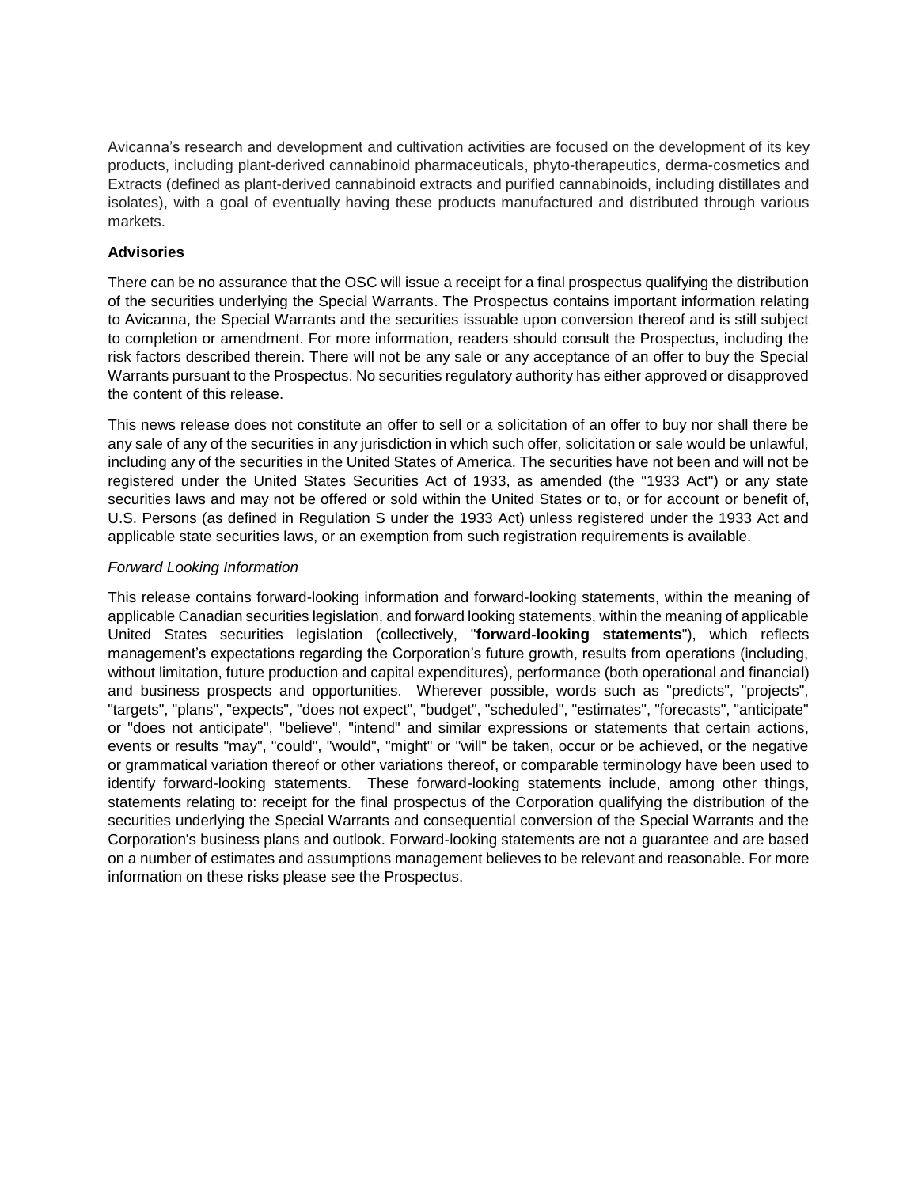Avicanna's research and development and cultivation activities are focused on the development of its key products, including plant-derived cannabinoid pharmaceuticals, phyto-therapeutics, derma-cosmetics and Extracts (defined as plant-derived cannabinoid extracts and purified cannabinoids, including distillates and isolates), with a goal of eventually having these products manufactured and distributed through various markets.

**Advisories**

There can be no assurance that the OSC will issue a receipt for a final prospectus qualifying the distribution of the securities underlying the Special Warrants. The Prospectus contains important information relating to Avicanna, the Special Warrants and the securities issuable upon conversion thereof and is still subject to completion or amendment. For more information, readers should consult the Prospectus, including the risk factors described therein. There will not be any sale or any acceptance of an offer to buy the Special Warrants pursuant to the Prospectus. No securities regulatory authority has either approved or disapproved the content of this release.

This news release does not constitute an offer to sell or a solicitation of an offer to buy nor shall there be any sale of any of the securities in any jurisdiction in which such offer, solicitation or sale would be unlawful, including any of the securities in the United States of America. The securities have not been and will not be registered under the United States Securities Act of 1933, as amended (the "1933 Act") or any state securities laws and may not be offered or sold within the United States or to, or for account or benefit of, U.S. Persons (as defined in Regulation S under the 1933 Act) unless registered under the 1933 Act and applicable state securities laws, or an exemption from such registration requirements is available.

*Forward Looking Information*

This release contains forward-looking information and forward-looking statements, within the meaning of applicable Canadian securities legislation, and forward looking statements, within the meaning of applicable United States securities legislation (collectively, "**forward-looking statements**"), which reflects management's expectations regarding the Corporation's future growth, results from operations (including, without limitation, future production and capital expenditures), performance (both operational and financial) and business prospects and opportunities. Wherever possible, words such as "predicts", "projects", "targets", "plans", "expects", "does not expect", "budget", "scheduled", "estimates", "forecasts", "anticipate" or "does not anticipate", "believe", "intend" and similar expressions or statements that certain actions, events or results "may", "could", "would", "might" or "will" be taken, occur or be achieved, or the negative or grammatical variation thereof or other variations thereof, or comparable terminology have been used to identify forward-looking statements. These forward-looking statements include, among other things, statements relating to: receipt for the final prospectus of the Corporation qualifying the distribution of the securities underlying the Special Warrants and consequential conversion of the Special Warrants and the Corporation's business plans and outlook. Forward-looking statements are not a guarantee and are based on a number of estimates and assumptions management believes to be relevant and reasonable. For more information on these risks please see the Prospectus.